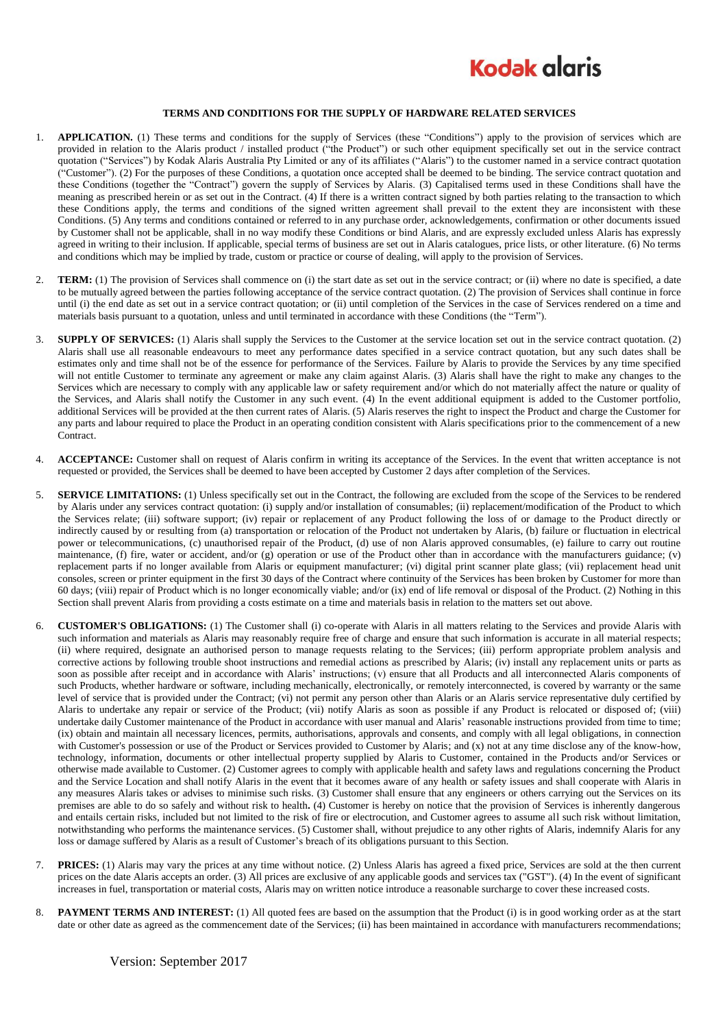Kodak alaris

## TERMS AND CONDITIONS FOR THE SUPPLY OF HARDWARE RELATED SERVICES

1. **APPLICATION.** (1) These terms and conditions for the supply of Services (these "Conditions") apply to the provision of services which are provided in relation to the Alaris product / installed product ("the Product") or such other equipment specifically set out in the service contract quotation ("Services") by Kodak Alaris Australia Pty Limited or any of its affiliates ("Alaris") to the customer named in a service contract quotation ("Customer"). (2) For the purposes of these Conditions, a quotation once accepted shall be deemed to be binding. The service contract quotation and these Conditions (together the "Contract") govern the supply of Services by Alaris. (3) Capitalised terms used in these Conditions shall have the meaning as prescribed herein or as set out in the Contract. (4) If there is a written contract signed by both parties relating to the transaction to which these Conditions apply, the terms and conditions of the signed written agreement shall prevail to the extent they are inconsistent with these Conditions. (5) Any terms and conditions contained or referred to in any purchase order, acknowledgements, confirmation or other documents issued by Customer shall not be applicable, shall in no way modify these Conditions or bind Alaris, and are expressly excluded unless Alaris has expressly agreed in writing to their inclusion. If applicable, special terms of business are set out in Alaris catalogues, price lists, or other literature. (6) No terms and conditions which may be implied by trade, custom or practice or course of dealing, will apply to the provision of Services.

2. **TERM:** (1) The provision of Services shall commence on (i) the start date as set out in the service contract; or (ii) where no date is specified, a date to be mutually agreed between the parties following acceptance of the service contract quotation. (2) The provision of Services shall continue in force until (i) the end date as set out in a service contract quotation; or (ii) until completion of the Services in the case of Services rendered on a time and materials basis pursuant to a quotation, unless and until terminated in accordance with these Conditions (the "Term").

3. **SUPPLY OF SERVICES:** (1) Alaris shall supply the Services to the Customer at the service location set out in the service contract quotation. (2) Alaris shall use all reasonable endeavours to meet any performance dates specified in a service contract quotation, but any such dates shall be estimates only and time shall not be of the essence for performance of the Services. Failure by Alaris to provide the Services by any time specified will not entitle Customer to terminate any agreement or make any claim against Alaris. (3) Alaris shall have the right to make any changes to the Services which are necessary to comply with any applicable law or safety requirement and/or which do not materially affect the nature or quality of the Services, and Alaris shall notify the Customer in any such event. (4) In the event additional equipment is added to the Customer portfolio, additional Services will be provided at the then current rates of Alaris. (5) Alaris reserves the right to inspect the Product and charge the Customer for any parts and labour required to place the Product in an operating condition consistent with Alaris specifications prior to the commencement of a new Contract.

4. **ACCEPTANCE:** Customer shall on request of Alaris confirm in writing its acceptance of the Services. In the event that written acceptance is not requested or provided, the Services shall be deemed to have been accepted by Customer 2 days after completion of the Services.

5. **SERVICE LIMITATIONS:** (1) Unless specifically set out in the Contract, the following are excluded from the scope of the Services to be rendered by Alaris under any services contract quotation: (i) supply and/or installation of consumables; (ii) replacement/modification of the Product to which the Services relate; (iii) software support; (iv) repair or replacement of any Product following the loss of or damage to the Product directly or indirectly caused by or resulting from (a) transportation or relocation of the Product not undertaken by Alaris, (b) failure or fluctuation in electrical power or telecommunications, (c) unauthorised repair of the Product, (d) use of non Alaris approved consumables, (e) failure to carry out routine maintenance, (f) fire, water or accident, and/or (g) operation or use of the Product other than in accordance with the manufacturers guidance; (v) replacement parts if no longer available from Alaris or equipment manufacturer; (vi) digital print scanner plate glass; (vii) replacement head unit consoles, screen or printer equipment in the first 30 days of the Contract where continuity of the Services has been broken by Customer for more than 60 days; (viii) repair of Product which is no longer economically viable; and/or (ix) end of life removal or disposal of the Product. (2) Nothing in this Section shall prevent Alaris from providing a costs estimate on a time and materials basis in relation to the matters set out above.

6. **CUSTOMER'S OBLIGATIONS:** (1) The Customer shall (i) co-operate with Alaris in all matters relating to the Services and provide Alaris with such information and materials as Alaris may reasonably require free of charge and ensure that such information is accurate in all material respects; (ii) where required, designate an authorised person to manage requests relating to the Services; (iii) perform appropriate problem analysis and corrective actions by following trouble shoot instructions and remedial actions as prescribed by Alaris; (iv) install any replacement units or parts as soon as possible after receipt and in accordance with Alaris' instructions; (v) ensure that all Products and all interconnected Alaris components of such Products, whether hardware or software, including mechanically, electronically, or remotely interconnected, is covered by warranty or the same level of service that is provided under the Contract; (vi) not permit any person other than Alaris or an Alaris service representative duly certified by Alaris to undertake any repair or service of the Product; (vii) notify Alaris as soon as possible if any Product is relocated or disposed of; (viii) undertake daily Customer maintenance of the Product in accordance with user manual and Alaris' reasonable instructions provided from time to time; (ix) obtain and maintain all necessary licences, permits, authorisations, approvals and consents, and comply with all legal obligations, in connection with Customer's possession or use of the Product or Services provided to Customer by Alaris; and (x) not at any time disclose any of the know-how, technology, information, documents or other intellectual property supplied by Alaris to Customer, contained in the Products and/or Services or otherwise made available to Customer. (2) Customer agrees to comply with applicable health and safety laws and regulations concerning the Product and the Service Location and shall notify Alaris in the event that it becomes aware of any health or safety issues and shall cooperate with Alaris in any measures Alaris takes or advises to minimise such risks. (3) Customer shall ensure that any engineers or others carrying out the Services on its premises are able to do so safely and without risk to health**.** (4) Customer is hereby on notice that the provision of Services is inherently dangerous and entails certain risks, included but not limited to the risk of fire or electrocution, and Customer agrees to assume all such risk without limitation, notwithstanding who performs the maintenance services. (5) Customer shall, without prejudice to any other rights of Alaris, indemnify Alaris for any loss or damage suffered by Alaris as a result of Customer's breach of its obligations pursuant to this Section.

7. **PRICES:** (1) Alaris may vary the prices at any time without notice. (2) Unless Alaris has agreed a fixed price, Services are sold at the then current prices on the date Alaris accepts an order. (3) All prices are exclusive of any applicable goods and services tax ("GST"). (4) In the event of significant increases in fuel, transportation or material costs, Alaris may on written notice introduce a reasonable surcharge to cover these increased costs.

8. **PAYMENT TERMS AND INTEREST:** (1) All quoted fees are based on the assumption that the Product (i) is in good working order as at the start date or other date as agreed as the commencement date of the Services; (ii) has been maintained in accordance with manufacturers recommendations;

Version: September 2017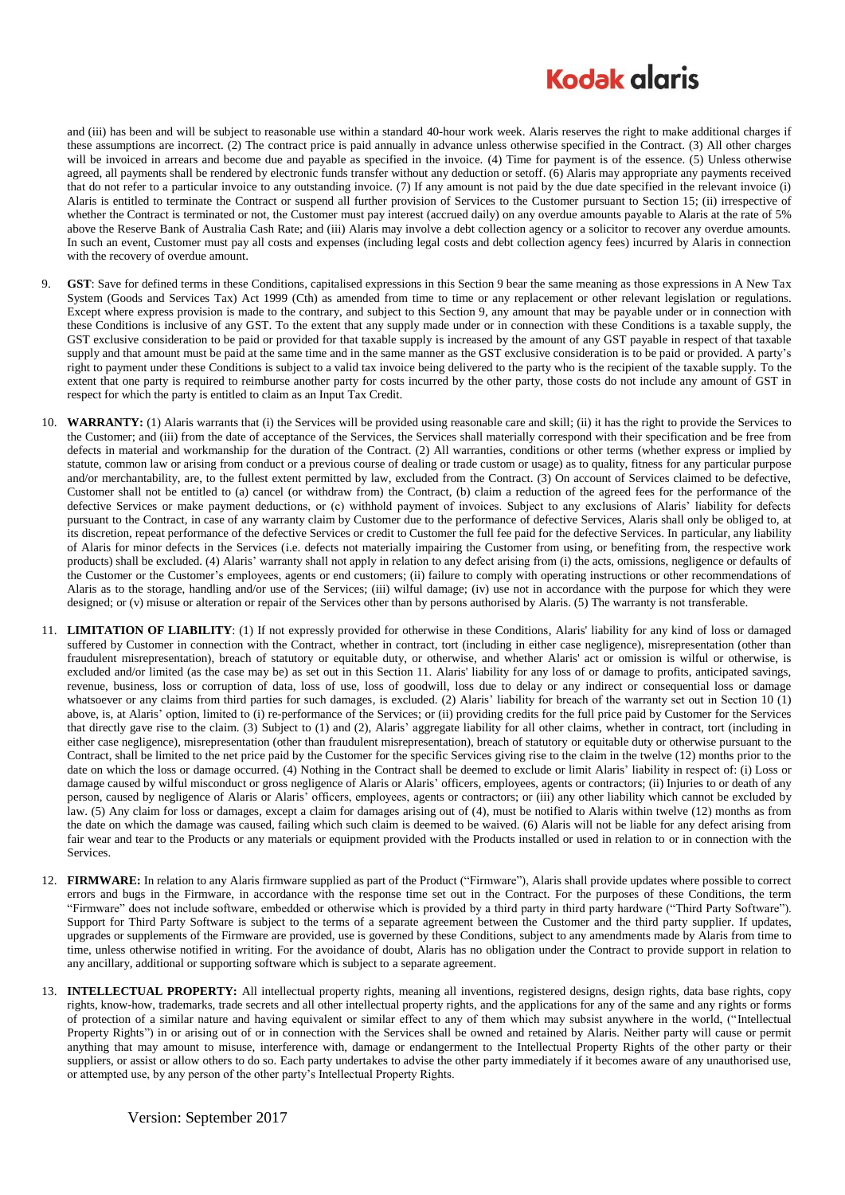and (iii) has been and will be subject to reasonable use within a standard 40-hour work week. Alaris reserves the right to make additional charges if these assumptions are incorrect. (2) The contract price is paid annually in advance unless otherwise specified in the Contract. (3) All other charges will be invoiced in arrears and become due and payable as specified in the invoice. (4) Time for payment is of the essence. (5) Unless otherwise agreed, all payments shall be rendered by electronic funds transfer without any deduction or setoff. (6) Alaris may appropriate any payments received that do not refer to a particular invoice to any outstanding invoice. (7) If any amount is not paid by the due date specified in the relevant invoice (i) Alaris is entitled to terminate the Contract or suspend all further provision of Services to the Customer pursuant to Section 15; (ii) irrespective of whether the Contract is terminated or not, the Customer must pay interest (accrued daily) on any overdue amounts payable to Alaris at the rate of 5% above the Reserve Bank of Australia Cash Rate; and (iii) Alaris may involve a debt collection agency or a solicitor to recover any overdue amounts. In such an event, Customer must pay all costs and expenses (including legal costs and debt collection agency fees) incurred by Alaris in connection with the recovery of overdue amount.

9. **GST**: Save for defined terms in these Conditions, capitalised expressions in this Section 9 bear the same meaning as those expressions in A New Tax System (Goods and Services Tax) Act 1999 (Cth) as amended from time to time or any replacement or other relevant legislation or regulations. Except where express provision is made to the contrary, and subject to this Section 9, any amount that may be payable under or in connection with these Conditions is inclusive of any GST. To the extent that any supply made under or in connection with these Conditions is a taxable supply, the GST exclusive consideration to be paid or provided for that taxable supply is increased by the amount of any GST payable in respect of that taxable supply and that amount must be paid at the same time and in the same manner as the GST exclusive consideration is to be paid or provided. A party's right to payment under these Conditions is subject to a valid tax invoice being delivered to the party who is the recipient of the taxable supply. To the extent that one party is required to reimburse another party for costs incurred by the other party, those costs do not include any amount of GST in respect for which the party is entitled to claim as an Input Tax Credit.

10. **WARRANTY:** (1) Alaris warrants that (i) the Services will be provided using reasonable care and skill; (ii) it has the right to provide the Services to the Customer; and (iii) from the date of acceptance of the Services, the Services shall materially correspond with their specification and be free from defects in material and workmanship for the duration of the Contract. (2) All warranties, conditions or other terms (whether express or implied by statute, common law or arising from conduct or a previous course of dealing or trade custom or usage) as to quality, fitness for any particular purpose and/or merchantability, are, to the fullest extent permitted by law, excluded from the Contract. (3) On account of Services claimed to be defective, Customer shall not be entitled to (a) cancel (or withdraw from) the Contract, (b) claim a reduction of the agreed fees for the performance of the defective Services or make payment deductions, or (c) withhold payment of invoices. Subject to any exclusions of Alaris' liability for defects pursuant to the Contract, in case of any warranty claim by Customer due to the performance of defective Services, Alaris shall only be obliged to, at its discretion, repeat performance of the defective Services or credit to Customer the full fee paid for the defective Services. In particular, any liability of Alaris for minor defects in the Services (i.e. defects not materially impairing the Customer from using, or benefiting from, the respective work products) shall be excluded. (4) Alaris' warranty shall not apply in relation to any defect arising from (i) the acts, omissions, negligence or defaults of the Customer or the Customer's employees, agents or end customers; (ii) failure to comply with operating instructions or other recommendations of Alaris as to the storage, handling and/or use of the Services; (iii) wilful damage; (iv) use not in accordance with the purpose for which they were designed; or (v) misuse or alteration or repair of the Services other than by persons authorised by Alaris. (5) The warranty is not transferable.

11. **LIMITATION OF LIABILITY**: (1) If not expressly provided for otherwise in these Conditions, Alaris' liability for any kind of loss or damaged suffered by Customer in connection with the Contract, whether in contract, tort (including in either case negligence), misrepresentation (other than fraudulent misrepresentation), breach of statutory or equitable duty, or otherwise, and whether Alaris' act or omission is wilful or otherwise, is excluded and/or limited (as the case may be) as set out in this Section 11. Alaris' liability for any loss of or damage to profits, anticipated savings, revenue, business, loss or corruption of data, loss of use, loss of goodwill, loss due to delay or any indirect or consequential loss or damage whatsoever or any claims from third parties for such damages, is excluded. (2) Alaris' liability for breach of the warranty set out in Section 10 (1) above, is, at Alaris' option, limited to (i) re-performance of the Services; or (ii) providing credits for the full price paid by Customer for the Services that directly gave rise to the claim. (3) Subject to (1) and (2), Alaris' aggregate liability for all other claims, whether in contract, tort (including in either case negligence), misrepresentation (other than fraudulent misrepresentation), breach of statutory or equitable duty or otherwise pursuant to the Contract, shall be limited to the net price paid by the Customer for the specific Services giving rise to the claim in the twelve (12) months prior to the date on which the loss or damage occurred. (4) Nothing in the Contract shall be deemed to exclude or limit Alaris' liability in respect of: (i) Loss or damage caused by wilful misconduct or gross negligence of Alaris or Alaris' officers, employees, agents or contractors; (ii) Injuries to or death of any person, caused by negligence of Alaris or Alaris' officers, employees, agents or contractors; or (iii) any other liability which cannot be excluded by law. (5) Any claim for loss or damages, except a claim for damages arising out of (4), must be notified to Alaris within twelve (12) months as from the date on which the damage was caused, failing which such claim is deemed to be waived. (6) Alaris will not be liable for any defect arising from fair wear and tear to the Products or any materials or equipment provided with the Products installed or used in relation to or in connection with the Services.

12. **FIRMWARE:** In relation to any Alaris firmware supplied as part of the Product ("Firmware"), Alaris shall provide updates where possible to correct errors and bugs in the Firmware, in accordance with the response time set out in the Contract. For the purposes of these Conditions, the term "Firmware" does not include software, embedded or otherwise which is provided by a third party in third party hardware ("Third Party Software"). Support for Third Party Software is subject to the terms of a separate agreement between the Customer and the third party supplier. If updates, upgrades or supplements of the Firmware are provided, use is governed by these Conditions, subject to any amendments made by Alaris from time to time, unless otherwise notified in writing. For the avoidance of doubt, Alaris has no obligation under the Contract to provide support in relation to any ancillary, additional or supporting software which is subject to a separate agreement.

13. **INTELLECTUAL PROPERTY:** All intellectual property rights, meaning all inventions, registered designs, design rights, data base rights, copy rights, know-how, trademarks, trade secrets and all other intellectual property rights, and the applications for any of the same and any rights or forms of protection of a similar nature and having equivalent or similar effect to any of them which may subsist anywhere in the world, ("Intellectual Property Rights") in or arising out of or in connection with the Services shall be owned and retained by Alaris. Neither party will cause or permit anything that may amount to misuse, interference with, damage or endangerment to the Intellectual Property Rights of the other party or their suppliers, or assist or allow others to do so. Each party undertakes to advise the other party immediately if it becomes aware of any unauthorised use, or attempted use, by any person of the other party's Intellectual Property Rights.

Version: September 2017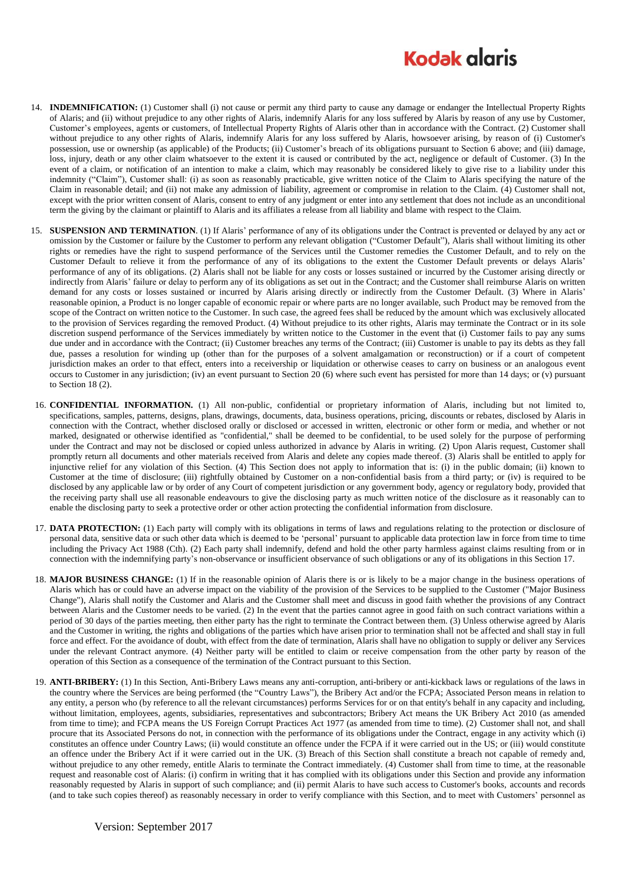14. **INDEMNIFICATION:** (1) Customer shall (i) not cause or permit any third party to cause any damage or endanger the Intellectual Property Rights of Alaris; and (ii) without prejudice to any other rights of Alaris, indemnify Alaris for any loss suffered by Alaris by reason of any use by Customer, Customer's employees, agents or customers, of Intellectual Property Rights of Alaris other than in accordance with the Contract. (2) Customer shall without prejudice to any other rights of Alaris, indemnify Alaris for any loss suffered by Alaris, howsoever arising, by reason of (i) Customer's possession, use or ownership (as applicable) of the Products; (ii) Customer's breach of its obligations pursuant to Section 6 above; and (iii) damage, loss, injury, death or any other claim whatsoever to the extent it is caused or contributed by the act, negligence or default of Customer. (3) In the event of a claim, or notification of an intention to make a claim, which may reasonably be considered likely to give rise to a liability under this indemnity ("Claim"), Customer shall: (i) as soon as reasonably practicable, give written notice of the Claim to Alaris specifying the nature of the Claim in reasonable detail; and (ii) not make any admission of liability, agreement or compromise in relation to the Claim. (4) Customer shall not, except with the prior written consent of Alaris, consent to entry of any judgment or enter into any settlement that does not include as an unconditional term the giving by the claimant or plaintiff to Alaris and its affiliates a release from all liability and blame with respect to the Claim.

15. **SUSPENSION AND TERMINATION**. (1) If Alaris' performance of any of its obligations under the Contract is prevented or delayed by any act or omission by the Customer or failure by the Customer to perform any relevant obligation ("Customer Default"), Alaris shall without limiting its other rights or remedies have the right to suspend performance of the Services until the Customer remedies the Customer Default, and to rely on the Customer Default to relieve it from the performance of any of its obligations to the extent the Customer Default prevents or delays Alaris' performance of any of its obligations. (2) Alaris shall not be liable for any costs or losses sustained or incurred by the Customer arising directly or indirectly from Alaris' failure or delay to perform any of its obligations as set out in the Contract; and the Customer shall reimburse Alaris on written demand for any costs or losses sustained or incurred by Alaris arising directly or indirectly from the Customer Default. (3) Where in Alaris' reasonable opinion, a Product is no longer capable of economic repair or where parts are no longer available, such Product may be removed from the scope of the Contract on written notice to the Customer. In such case, the agreed fees shall be reduced by the amount which was exclusively allocated to the provision of Services regarding the removed Product. (4) Without prejudice to its other rights, Alaris may terminate the Contract or in its sole discretion suspend performance of the Services immediately by written notice to the Customer in the event that (i) Customer fails to pay any sums due under and in accordance with the Contract; (ii) Customer breaches any terms of the Contract; (iii) Customer is unable to pay its debts as they fall due, passes a resolution for winding up (other than for the purposes of a solvent amalgamation or reconstruction) or if a court of competent jurisdiction makes an order to that effect, enters into a receivership or liquidation or otherwise ceases to carry on business or an analogous event occurs to Customer in any jurisdiction; (iv) an event pursuant to Section 20 (6) where such event has persisted for more than 14 days; or (v) pursuant to Section 18 (2).

16. **CONFIDENTIAL INFORMATION.** (1) All non-public, confidential or proprietary information of Alaris, including but not limited to, specifications, samples, patterns, designs, plans, drawings, documents, data, business operations, pricing, discounts or rebates, disclosed by Alaris in connection with the Contract, whether disclosed orally or disclosed or accessed in written, electronic or other form or media, and whether or not marked, designated or otherwise identified as "confidential," shall be deemed to be confidential, to be used solely for the purpose of performing under the Contract and may not be disclosed or copied unless authorized in advance by Alaris in writing. (2) Upon Alaris request, Customer shall promptly return all documents and other materials received from Alaris and delete any copies made thereof. (3) Alaris shall be entitled to apply for injunctive relief for any violation of this Section. (4) This Section does not apply to information that is: (i) in the public domain; (ii) known to Customer at the time of disclosure; (iii) rightfully obtained by Customer on a non-confidential basis from a third party; or (iv) is required to be disclosed by any applicable law or by order of any Court of competent jurisdiction or any government body, agency or regulatory body, provided that the receiving party shall use all reasonable endeavours to give the disclosing party as much written notice of the disclosure as it reasonably can to enable the disclosing party to seek a protective order or other action protecting the confidential information from disclosure.

17. **DATA PROTECTION:** (1) Each party will comply with its obligations in terms of laws and regulations relating to the protection or disclosure of personal data, sensitive data or such other data which is deemed to be 'personal' pursuant to applicable data protection law in force from time to time including the Privacy Act 1988 (Cth). (2) Each party shall indemnify, defend and hold the other party harmless against claims resulting from or in connection with the indemnifying party's non-observance or insufficient observance of such obligations or any of its obligations in this Section 17.

18. **MAJOR BUSINESS CHANGE:** (1) If in the reasonable opinion of Alaris there is or is likely to be a major change in the business operations of Alaris which has or could have an adverse impact on the viability of the provision of the Services to be supplied to the Customer ("Major Business Change"), Alaris shall notify the Customer and Alaris and the Customer shall meet and discuss in good faith whether the provisions of any Contract between Alaris and the Customer needs to be varied. (2) In the event that the parties cannot agree in good faith on such contract variations within a period of 30 days of the parties meeting, then either party has the right to terminate the Contract between them. (3) Unless otherwise agreed by Alaris and the Customer in writing, the rights and obligations of the parties which have arisen prior to termination shall not be affected and shall stay in full force and effect. For the avoidance of doubt, with effect from the date of termination, Alaris shall have no obligation to supply or deliver any Services under the relevant Contract anymore. (4) Neither party will be entitled to claim or receive compensation from the other party by reason of the operation of this Section as a consequence of the termination of the Contract pursuant to this Section.

19. **ANTI-BRIBERY:** (1) In this Section, Anti-Bribery Laws means any anti-corruption, anti-bribery or anti-kickback laws or regulations of the laws in the country where the Services are being performed (the "Country Laws"), the Bribery Act and/or the FCPA; Associated Person means in relation to any entity, a person who (by reference to all the relevant circumstances) performs Services for or on that entity's behalf in any capacity and including, without limitation, employees, agents, subsidiaries, representatives and subcontractors; Bribery Act means the UK Bribery Act 2010 (as amended from time to time); and FCPA means the US Foreign Corrupt Practices Act 1977 (as amended from time to time). (2) Customer shall not, and shall procure that its Associated Persons do not, in connection with the performance of its obligations under the Contract, engage in any activity which (i) constitutes an offence under Country Laws; (ii) would constitute an offence under the FCPA if it were carried out in the US; or (iii) would constitute an offence under the Bribery Act if it were carried out in the UK. (3) Breach of this Section shall constitute a breach not capable of remedy and, without prejudice to any other remedy, entitle Alaris to terminate the Contract immediately. (4) Customer shall from time to time, at the reasonable request and reasonable cost of Alaris: (i) confirm in writing that it has complied with its obligations under this Section and provide any information reasonably requested by Alaris in support of such compliance; and (ii) permit Alaris to have such access to Customer's books, accounts and records (and to take such copies thereof) as reasonably necessary in order to verify compliance with this Section, and to meet with Customers' personnel as

Version: September 2017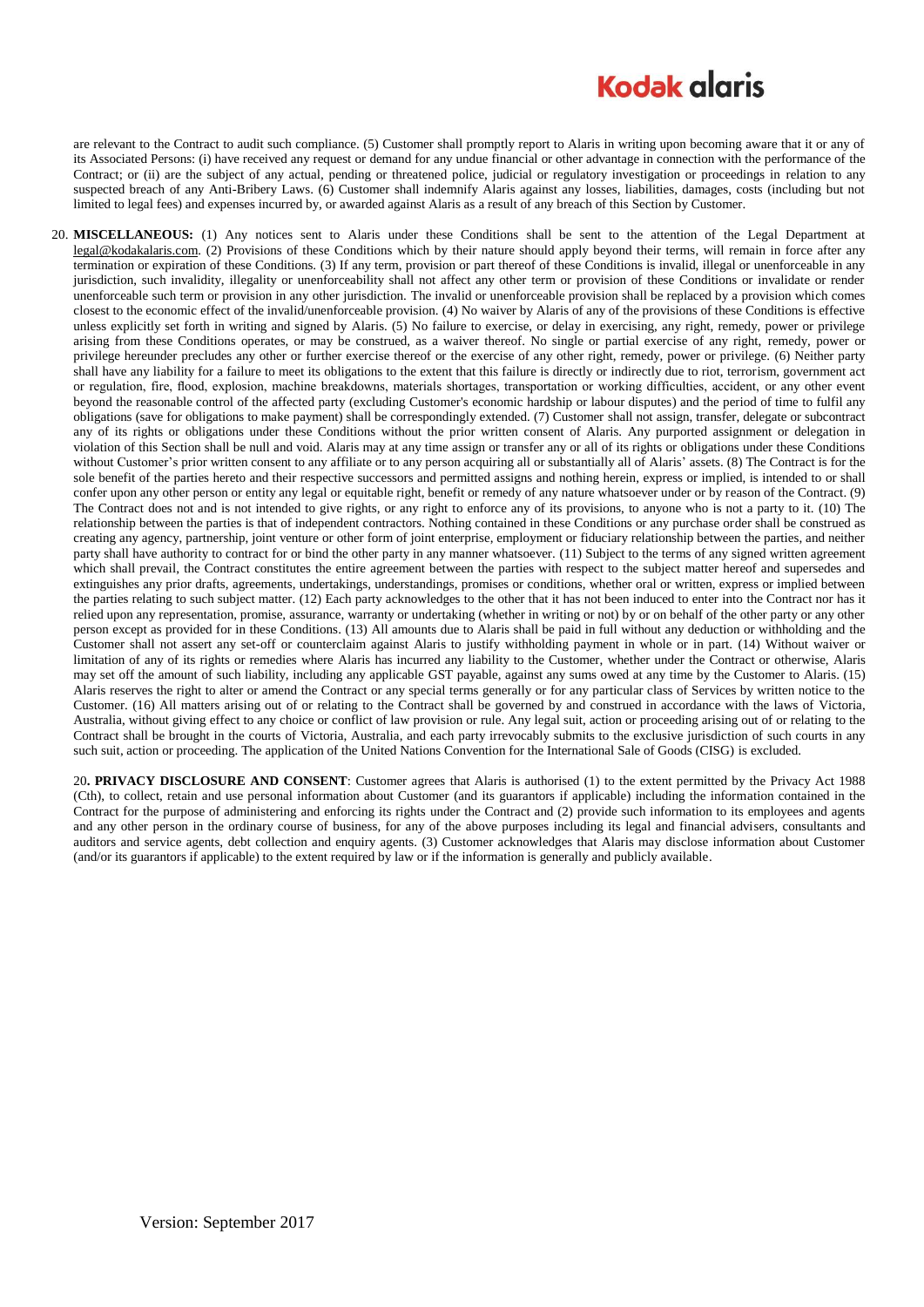are relevant to the Contract to audit such compliance. (5) Customer shall promptly report to Alaris in writing upon becoming aware that it or any of its Associated Persons: (i) have received any request or demand for any undue financial or other advantage in connection with the performance of the Contract; or (ii) are the subject of any actual, pending or threatened police, judicial or regulatory investigation or proceedings in relation to any suspected breach of any Anti-Bribery Laws. (6) Customer shall indemnify Alaris against any losses, liabilities, damages, costs (including but not limited to legal fees) and expenses incurred by, or awarded against Alaris as a result of any breach of this Section by Customer.

20. **MISCELLANEOUS:** (1) Any notices sent to Alaris under these Conditions shall be sent to the attention of the Legal Department at legal@kodakalaris.com. (2) Provisions of these Conditions which by their nature should apply beyond their terms, will remain in force after any termination or expiration of these Conditions. (3) If any term, provision or part thereof of these Conditions is invalid, illegal or unenforceable in any jurisdiction, such invalidity, illegality or unenforceability shall not affect any other term or provision of these Conditions or invalidate or render unenforceable such term or provision in any other jurisdiction. The invalid or unenforceable provision shall be replaced by a provision which comes closest to the economic effect of the invalid/unenforceable provision. (4) No waiver by Alaris of any of the provisions of these Conditions is effective unless explicitly set forth in writing and signed by Alaris. (5) No failure to exercise, or delay in exercising, any right, remedy, power or privilege arising from these Conditions operates, or may be construed, as a waiver thereof. No single or partial exercise of any right, remedy, power or privilege hereunder precludes any other or further exercise thereof or the exercise of any other right, remedy, power or privilege. (6) Neither party shall have any liability for a failure to meet its obligations to the extent that this failure is directly or indirectly due to riot, terrorism, government act or regulation, fire, flood, explosion, machine breakdowns, materials shortages, transportation or working difficulties, accident, or any other event beyond the reasonable control of the affected party (excluding Customer's economic hardship or labour disputes) and the period of time to fulfil any obligations (save for obligations to make payment) shall be correspondingly extended. (7) Customer shall not assign, transfer, delegate or subcontract any of its rights or obligations under these Conditions without the prior written consent of Alaris. Any purported assignment or delegation in violation of this Section shall be null and void. Alaris may at any time assign or transfer any or all of its rights or obligations under these Conditions without Customer's prior written consent to any affiliate or to any person acquiring all or substantially all of Alaris' assets. (8) The Contract is for the sole benefit of the parties hereto and their respective successors and permitted assigns and nothing herein, express or implied, is intended to or shall confer upon any other person or entity any legal or equitable right, benefit or remedy of any nature whatsoever under or by reason of the Contract. (9) The Contract does not and is not intended to give rights, or any right to enforce any of its provisions, to anyone who is not a party to it. (10) The relationship between the parties is that of independent contractors. Nothing contained in these Conditions or any purchase order shall be construed as creating any agency, partnership, joint venture or other form of joint enterprise, employment or fiduciary relationship between the parties, and neither party shall have authority to contract for or bind the other party in any manner whatsoever. (11) Subject to the terms of any signed written agreement which shall prevail, the Contract constitutes the entire agreement between the parties with respect to the subject matter hereof and supersedes and extinguishes any prior drafts, agreements, undertakings, understandings, promises or conditions, whether oral or written, express or implied between the parties relating to such subject matter. (12) Each party acknowledges to the other that it has not been induced to enter into the Contract nor has it relied upon any representation, promise, assurance, warranty or undertaking (whether in writing or not) by or on behalf of the other party or any other person except as provided for in these Conditions. (13) All amounts due to Alaris shall be paid in full without any deduction or withholding and the Customer shall not assert any set-off or counterclaim against Alaris to justify withholding payment in whole or in part. (14) Without waiver or limitation of any of its rights or remedies where Alaris has incurred any liability to the Customer, whether under the Contract or otherwise, Alaris may set off the amount of such liability, including any applicable GST payable, against any sums owed at any time by the Customer to Alaris. (15) Alaris reserves the right to alter or amend the Contract or any special terms generally or for any particular class of Services by written notice to the Customer. (16) All matters arising out of or relating to the Contract shall be governed by and construed in accordance with the laws of Victoria, Australia, without giving effect to any choice or conflict of law provision or rule. Any legal suit, action or proceeding arising out of or relating to the Contract shall be brought in the courts of Victoria, Australia, and each party irrevocably submits to the exclusive jurisdiction of such courts in any such suit, action or proceeding. The application of the United Nations Convention for the International Sale of Goods (CISG) is excluded.

20**. PRIVACY DISCLOSURE AND CONSENT**: Customer agrees that Alaris is authorised (1) to the extent permitted by the Privacy Act 1988 (Cth), to collect, retain and use personal information about Customer (and its guarantors if applicable) including the information contained in the Contract for the purpose of administering and enforcing its rights under the Contract and (2) provide such information to its employees and agents and any other person in the ordinary course of business, for any of the above purposes including its legal and financial advisers, consultants and auditors and service agents, debt collection and enquiry agents. (3) Customer acknowledges that Alaris may disclose information about Customer (and/or its guarantors if applicable) to the extent required by law or if the information is generally and publicly available.

Version: September 2017